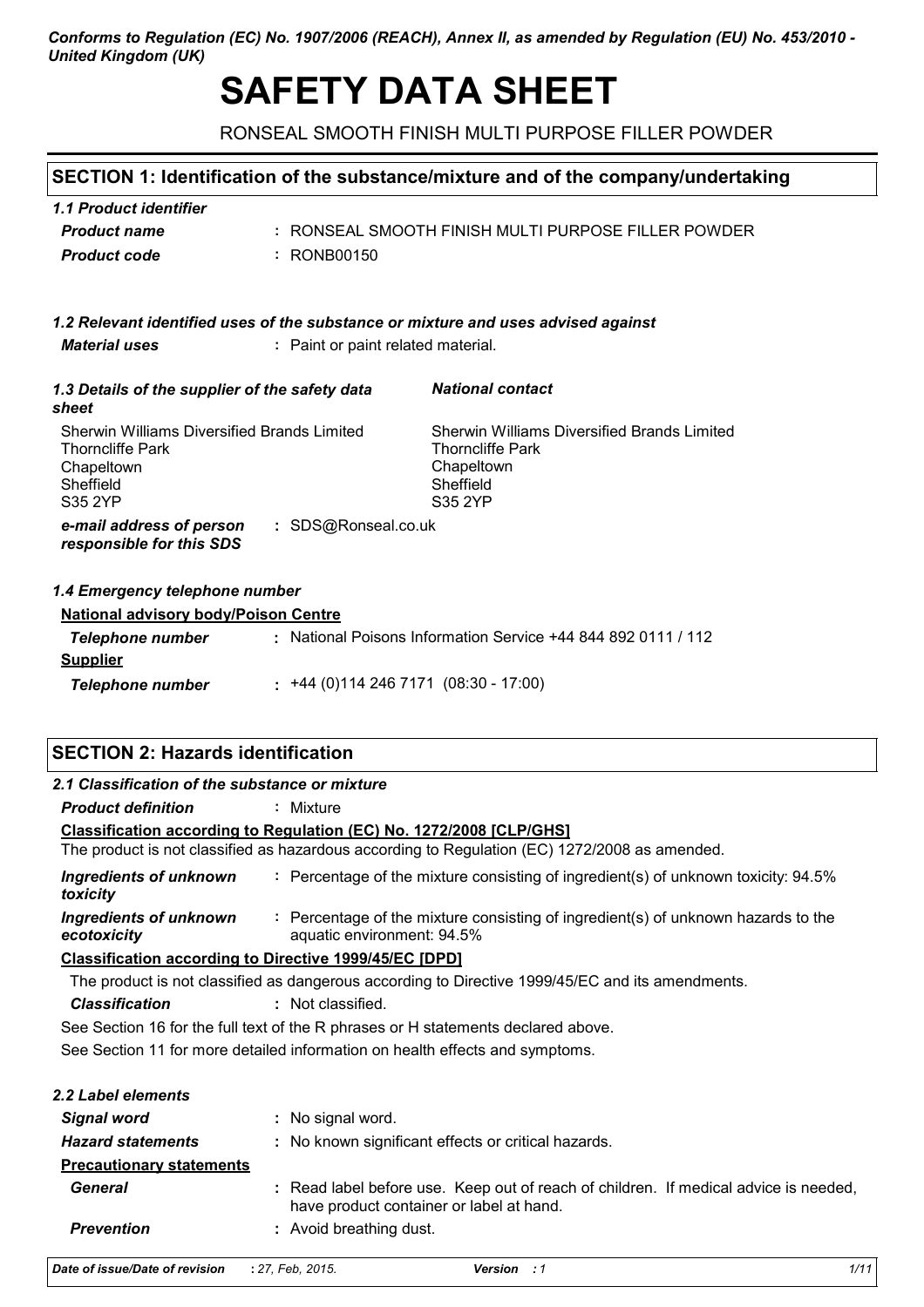*Conforms to Regulation (EC) No. 1907/2006 (REACH), Annex II, as amended by Regulation (EU) No. 453/2010 - United Kingdom (UK)*

# SAFETY DATA SHEET

RONSEAL SMOOTH FINISH MULTI PURPOSE FILLER POWDER

## SECTION 1: Identification of the substance/mixture and of the company/undertaking

### *1.1 Product identifier*

| | |
|---|---|
| ***Product name*** | : RONSEAL SMOOTH FINISH MULTI PURPOSE FILLER POWDER |
| ***Product code*** | : RONB00150 |

### *1.2 Relevant identified uses of the substance or mixture and uses advised against*

| | |
|---|---|
| ***Material uses*** | : Paint or paint related material. |

### *1.3 Details of the supplier of the safety data sheet*

Sherwin Williams Diversified Brands Limited
Thorncliffe Park
Chapeltown
Sheffield
S35 2YP

***National contact***

Sherwin Williams Diversified Brands Limited
Thorncliffe Park
Chapeltown
Sheffield
S35 2YP

| | |
|---|---|
| ***e-mail address of person responsible for this SDS*** | : SDS@Ronseal.co.uk |

### *1.4 Emergency telephone number*

**National advisory body/Poison Centre**

| | |
|---|---|
| ***Telephone number*** | : National Poisons Information Service +44 844 892 0111 / 112 |

**Supplier**

| | |
|---|---|
| ***Telephone number*** | : +44 (0)114 246 7171 (08:30 - 17:00) |

## SECTION 2: Hazards identification

### *2.1 Classification of the substance or mixture*

| | |
|---|---|
| ***Product definition*** | : Mixture |

**Classification according to Regulation (EC) No. 1272/2008 [CLP/GHS]**

The product is not classified as hazardous according to Regulation (EC) 1272/2008 as amended.

| | |
|---|---|
| ***Ingredients of unknown toxicity*** | : Percentage of the mixture consisting of ingredient(s) of unknown toxicity: 94.5% |
| ***Ingredients of unknown ecotoxicity*** | : Percentage of the mixture consisting of ingredient(s) of unknown hazards to the aquatic environment: 94.5% |

**Classification according to Directive 1999/45/EC [DPD]**

The product is not classified as dangerous according to Directive 1999/45/EC and its amendments.

| | |
|---|---|
| ***Classification*** | : Not classified. |

See Section 16 for the full text of the R phrases or H statements declared above.

See Section 11 for more detailed information on health effects and symptoms.

### *2.2 Label elements*

| | |
|---|---|
| ***Signal word*** | : No signal word. |
| ***Hazard statements*** | : No known significant effects or critical hazards. |

**Precautionary statements**

| | |
|---|---|
| ***General*** | : Read label before use. Keep out of reach of children. If medical advice is needed, have product container or label at hand. |
| ***Prevention*** | : Avoid breathing dust. |

*Date of issue/Date of revision* : 27, Feb, 2015. *Version* : 1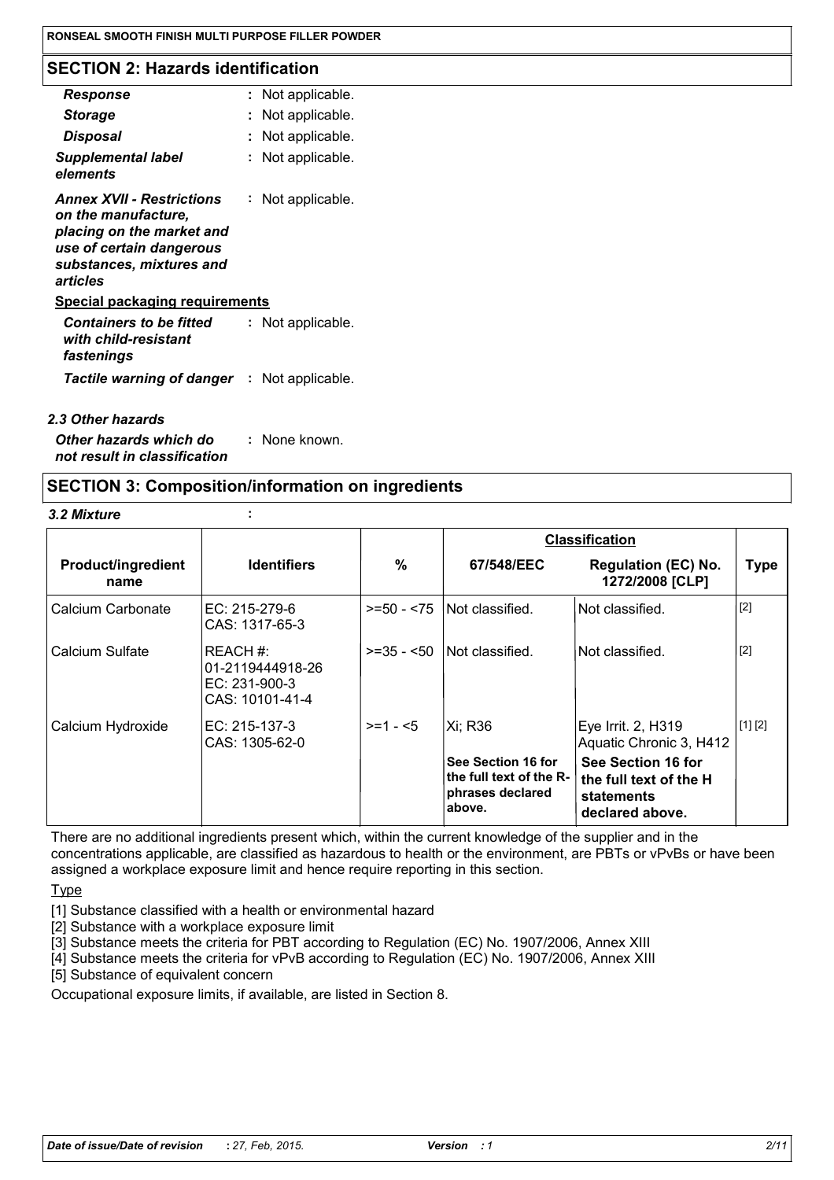## SECTION 2: Hazards identification

***Response*** : Not applicable.

***Storage*** : Not applicable.

***Disposal*** : Not applicable.

***Supplemental label elements*** : Not applicable.

***Annex XVII - Restrictions on the manufacture, placing on the market and use of certain dangerous substances, mixtures and articles*** : Not applicable.

**Special packaging requirements**

***Containers to be fitted with child-resistant fastenings*** : Not applicable.

***Tactile warning of danger*** : Not applicable.

### *2.3 Other hazards*

***Other hazards which do not result in classification*** : None known.

## SECTION 3: Composition/information on ingredients

***3.2 Mixture*** :

| Product/ingredient name | Identifiers | % | Classification | | Type |
|---|---|---|---|---|---|
| | | | 67/548/EEC | Regulation (EC) No. 1272/2008 [CLP] | |
| Calcium Carbonate | EC: 215-279-6<br>CAS: 1317-65-3 | >=50 - <75 | Not classified. | Not classified. | [2] |
| Calcium Sulfate | REACH #: 01-2119444918-26<br>EC: 231-900-3<br>CAS: 10101-41-4 | >=35 - <50 | Not classified. | Not classified. | [2] |
| Calcium Hydroxide | EC: 215-137-3<br>CAS: 1305-62-0 | >=1 - <5 | Xi; R36 | Eye Irrit. 2, H319<br>Aquatic Chronic 3, H412 | [1] [2] |
| | | | **See Section 16 for the full text of the R-phrases declared above.** | **See Section 16 for the full text of the H statements declared above.** | |

There are no additional ingredients present which, within the current knowledge of the supplier and in the concentrations applicable, are classified as hazardous to health or the environment, are PBTs or vPvBs or have been assigned a workplace exposure limit and hence require reporting in this section.

Type

[1] Substance classified with a health or environmental hazard

[2] Substance with a workplace exposure limit

[3] Substance meets the criteria for PBT according to Regulation (EC) No. 1907/2006, Annex XIII

[4] Substance meets the criteria for vPvB according to Regulation (EC) No. 1907/2006, Annex XIII

[5] Substance of equivalent concern

Occupational exposure limits, if available, are listed in Section 8.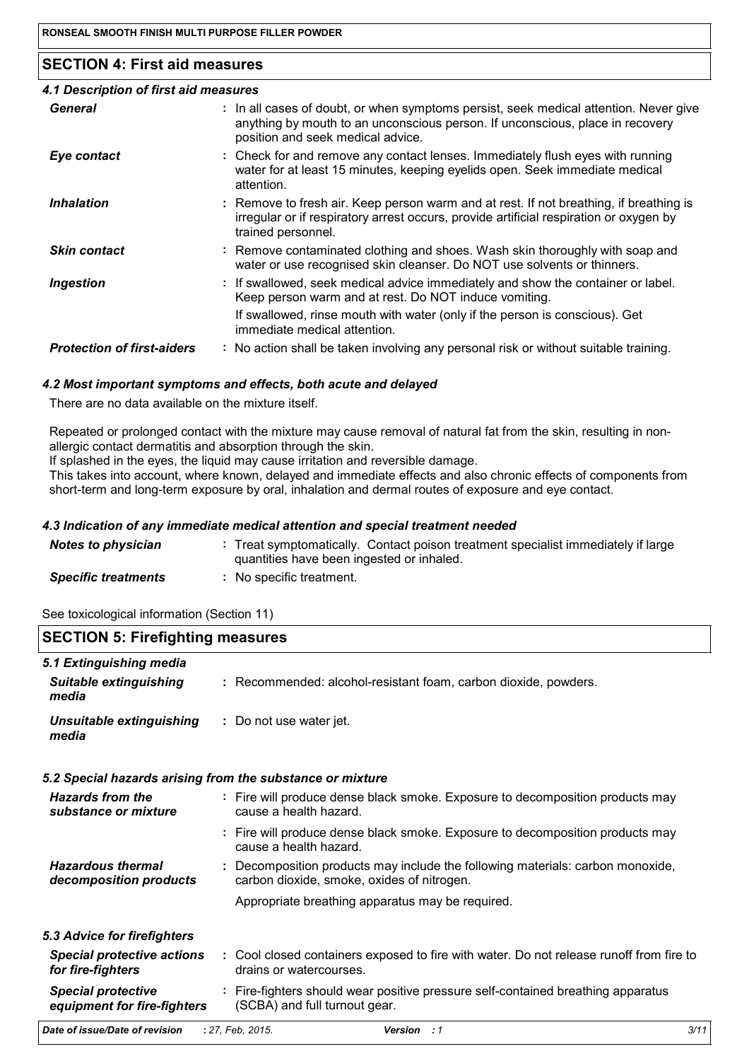## SECTION 4: First aid measures

### 4.1 Description of first aid measures

| | |
|---|---|
| ***General*** | : In all cases of doubt, or when symptoms persist, seek medical attention. Never give anything by mouth to an unconscious person. If unconscious, place in recovery position and seek medical advice. |
| ***Eye contact*** | : Check for and remove any contact lenses. Immediately flush eyes with running water for at least 15 minutes, keeping eyelids open. Seek immediate medical attention. |
| ***Inhalation*** | : Remove to fresh air. Keep person warm and at rest. If not breathing, if breathing is irregular or if respiratory arrest occurs, provide artificial respiration or oxygen by trained personnel. |
| ***Skin contact*** | : Remove contaminated clothing and shoes. Wash skin thoroughly with soap and water or use recognised skin cleanser. Do NOT use solvents or thinners. |
| ***Ingestion*** | : If swallowed, seek medical advice immediately and show the container or label. Keep person warm and at rest. Do NOT induce vomiting. If swallowed, rinse mouth with water (only if the person is conscious). Get immediate medical attention. |
| ***Protection of first-aiders*** | : No action shall be taken involving any personal risk or without suitable training. |

### 4.2 Most important symptoms and effects, both acute and delayed

There are no data available on the mixture itself.

Repeated or prolonged contact with the mixture may cause removal of natural fat from the skin, resulting in non-allergic contact dermatitis and absorption through the skin.
If splashed in the eyes, the liquid may cause irritation and reversible damage.
This takes into account, where known, delayed and immediate effects and also chronic effects of components from short-term and long-term exposure by oral, inhalation and dermal routes of exposure and eye contact.

### 4.3 Indication of any immediate medical attention and special treatment needed

| | |
|---|---|
| ***Notes to physician*** | : Treat symptomatically. Contact poison treatment specialist immediately if large quantities have been ingested or inhaled. |
| ***Specific treatments*** | : No specific treatment. |

See toxicological information (Section 11)

## SECTION 5: Firefighting measures

### 5.1 Extinguishing media

| | |
|---|---|
| ***Suitable extinguishing media*** | : Recommended: alcohol-resistant foam, carbon dioxide, powders. |
| ***Unsuitable extinguishing media*** | : Do not use water jet. |

### 5.2 Special hazards arising from the substance or mixture

| | |
|---|---|
| ***Hazards from the substance or mixture*** | : Fire will produce dense black smoke. Exposure to decomposition products may cause a health hazard. |
| | : Fire will produce dense black smoke. Exposure to decomposition products may cause a health hazard. |
| ***Hazardous thermal decomposition products*** | : Decomposition products may include the following materials: carbon monoxide, carbon dioxide, smoke, oxides of nitrogen. Appropriate breathing apparatus may be required. |

### 5.3 Advice for firefighters

| | |
|---|---|
| ***Special protective actions for fire-fighters*** | : Cool closed containers exposed to fire with water. Do not release runoff from fire to drains or watercourses. |
| ***Special protective equipment for fire-fighters*** | : Fire-fighters should wear positive pressure self-contained breathing apparatus (SCBA) and full turnout gear. |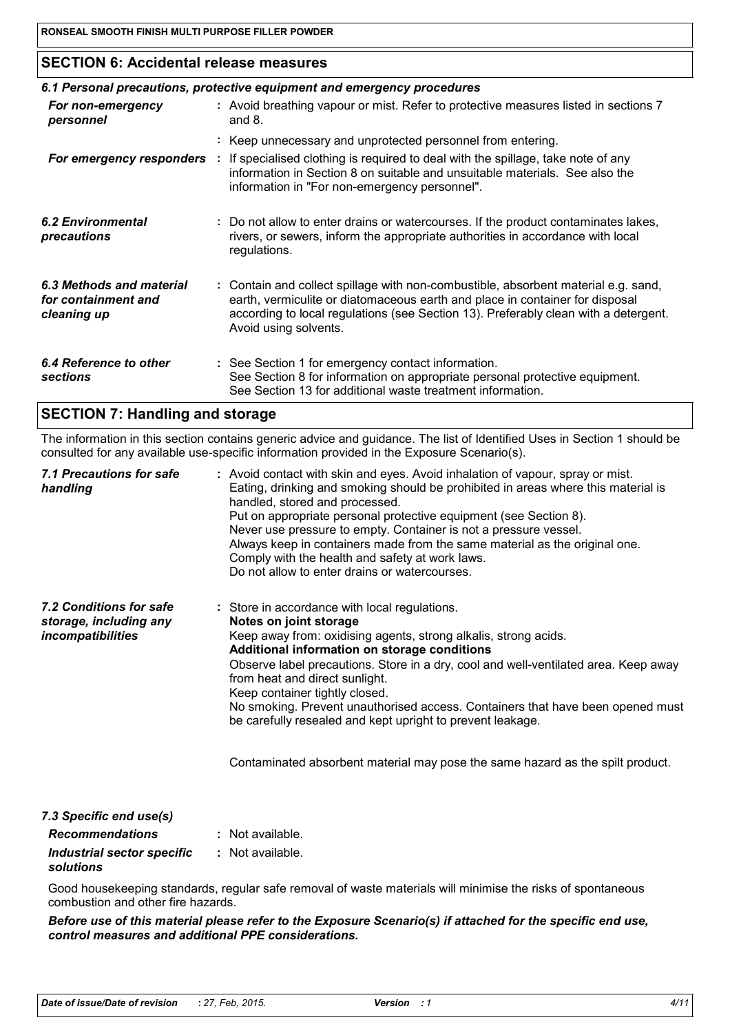## SECTION 6: Accidental release measures

### 6.1 Personal precautions, protective equipment and emergency procedures

| | |
|---|---|
| ***For non-emergency personnel*** | : Avoid breathing vapour or mist. Refer to protective measures listed in sections 7 and 8. |
| | : Keep unnecessary and unprotected personnel from entering. |
| ***For emergency responders*** | : If specialised clothing is required to deal with the spillage, take note of any information in Section 8 on suitable and unsuitable materials. See also the information in "For non-emergency personnel". |

***6.2 Environmental precautions*** : Do not allow to enter drains or watercourses. If the product contaminates lakes, rivers, or sewers, inform the appropriate authorities in accordance with local regulations.

***6.3 Methods and material for containment and cleaning up*** : Contain and collect spillage with non-combustible, absorbent material e.g. sand, earth, vermiculite or diatomaceous earth and place in container for disposal according to local regulations (see Section 13). Preferably clean with a detergent. Avoid using solvents.

***6.4 Reference to other sections*** : See Section 1 for emergency contact information.
See Section 8 for information on appropriate personal protective equipment.
See Section 13 for additional waste treatment information.

## SECTION 7: Handling and storage

The information in this section contains generic advice and guidance. The list of Identified Uses in Section 1 should be consulted for any available use-specific information provided in the Exposure Scenario(s).

***7.1 Precautions for safe handling*** : Avoid contact with skin and eyes. Avoid inhalation of vapour, spray or mist.
Eating, drinking and smoking should be prohibited in areas where this material is handled, stored and processed.
Put on appropriate personal protective equipment (see Section 8).
Never use pressure to empty. Container is not a pressure vessel.
Always keep in containers made from the same material as the original one.
Comply with the health and safety at work laws.
Do not allow to enter drains or watercourses.

***7.2 Conditions for safe storage, including any incompatibilities*** : Store in accordance with local regulations.

**Notes on joint storage**

Keep away from: oxidising agents, strong alkalis, strong acids.

**Additional information on storage conditions**

Observe label precautions. Store in a dry, cool and well-ventilated area. Keep away from heat and direct sunlight.
Keep container tightly closed.
No smoking. Prevent unauthorised access. Containers that have been opened must be carefully resealed and kept upright to prevent leakage.

Contaminated absorbent material may pose the same hazard as the spilt product.

### 7.3 Specific end use(s)

| | |
|---|---|
| ***Recommendations*** | : Not available. |
| ***Industrial sector specific solutions*** | : Not available. |

Good housekeeping standards, regular safe removal of waste materials will minimise the risks of spontaneous combustion and other fire hazards.

***Before use of this material please refer to the Exposure Scenario(s) if attached for the specific end use, control measures and additional PPE considerations.***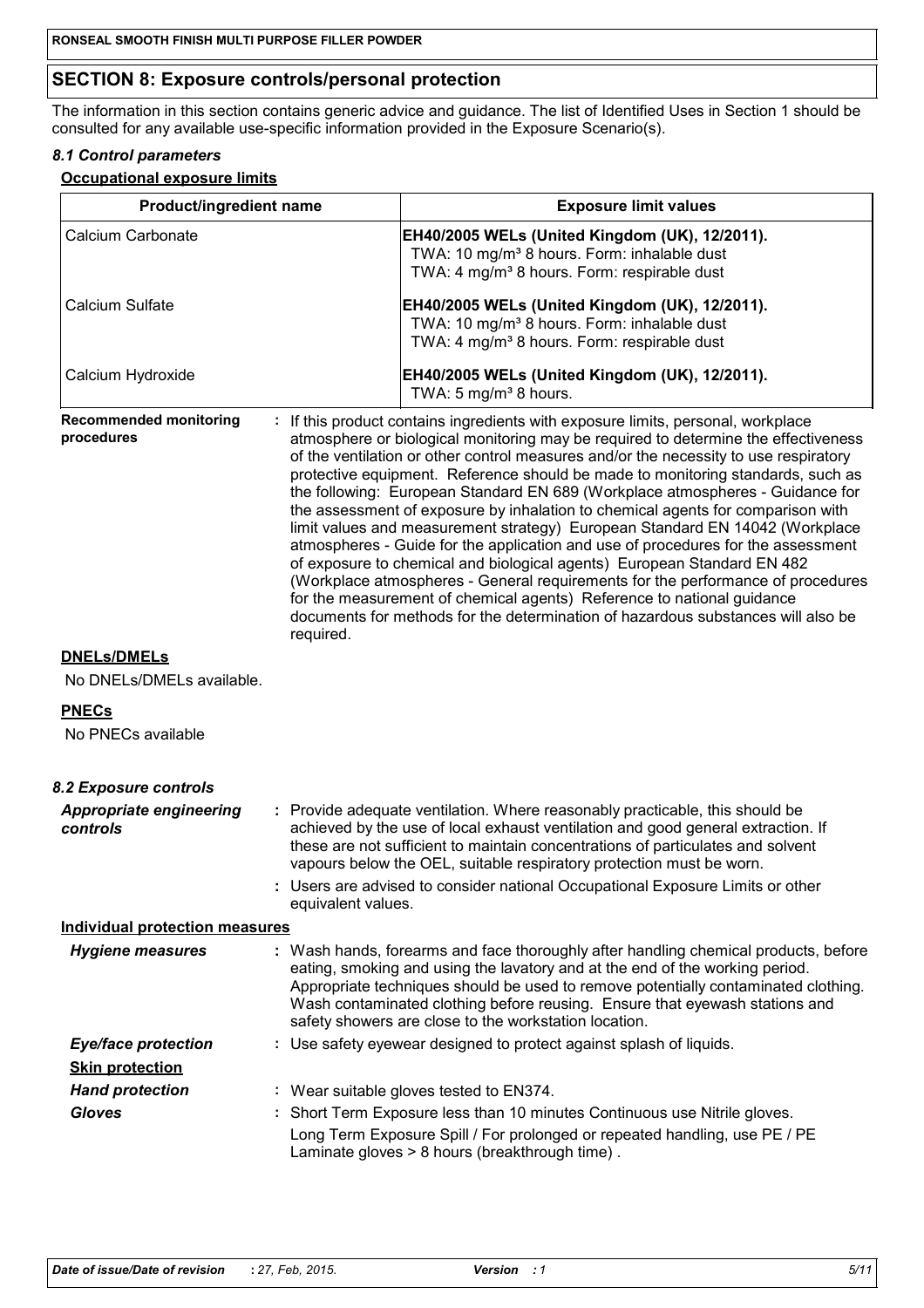## SECTION 8: Exposure controls/personal protection

The information in this section contains generic advice and guidance. The list of Identified Uses in Section 1 should be consulted for any available use-specific information provided in the Exposure Scenario(s).

### *8.1 Control parameters*

**Occupational exposure limits**

| Product/ingredient name | Exposure limit values |
|---|---|
| Calcium Carbonate | **EH40/2005 WELs (United Kingdom (UK), 12/2011).** TWA: 10 mg/m³ 8 hours. Form: inhalable dust TWA: 4 mg/m³ 8 hours. Form: respirable dust |
| Calcium Sulfate | **EH40/2005 WELs (United Kingdom (UK), 12/2011).** TWA: 10 mg/m³ 8 hours. Form: inhalable dust TWA: 4 mg/m³ 8 hours. Form: respirable dust |
| Calcium Hydroxide | **EH40/2005 WELs (United Kingdom (UK), 12/2011).** TWA: 5 mg/m³ 8 hours. |

**Recommended monitoring procedures** : If this product contains ingredients with exposure limits, personal, workplace atmosphere or biological monitoring may be required to determine the effectiveness of the ventilation or other control measures and/or the necessity to use respiratory protective equipment. Reference should be made to monitoring standards, such as the following: European Standard EN 689 (Workplace atmospheres - Guidance for the assessment of exposure by inhalation to chemical agents for comparison with limit values and measurement strategy) European Standard EN 14042 (Workplace atmospheres - Guide for the application and use of procedures for the assessment of exposure to chemical and biological agents) European Standard EN 482 (Workplace atmospheres - General requirements for the performance of procedures for the measurement of chemical agents) Reference to national guidance documents for methods for the determination of hazardous substances will also be required.

**DNELs/DMELs**

No DNELs/DMELs available.

**PNECs**

No PNECs available

### *8.2 Exposure controls*

***Appropriate engineering controls*** : Provide adequate ventilation. Where reasonably practicable, this should be achieved by the use of local exhaust ventilation and good general extraction. If these are not sufficient to maintain concentrations of particulates and solvent vapours below the OEL, suitable respiratory protection must be worn.

: Users are advised to consider national Occupational Exposure Limits or other equivalent values.

**Individual protection measures**

***Hygiene measures*** : Wash hands, forearms and face thoroughly after handling chemical products, before eating, smoking and using the lavatory and at the end of the working period. Appropriate techniques should be used to remove potentially contaminated clothing. Wash contaminated clothing before reusing. Ensure that eyewash stations and safety showers are close to the workstation location.

***Eye/face protection*** : Use safety eyewear designed to protect against splash of liquids.

***Skin protection***

***Hand protection*** : Wear suitable gloves tested to EN374.

***Gloves*** : Short Term Exposure less than 10 minutes Continuous use Nitrile gloves.
Long Term Exposure Spill / For prolonged or repeated handling, use PE / PE Laminate gloves > 8 hours (breakthrough time) .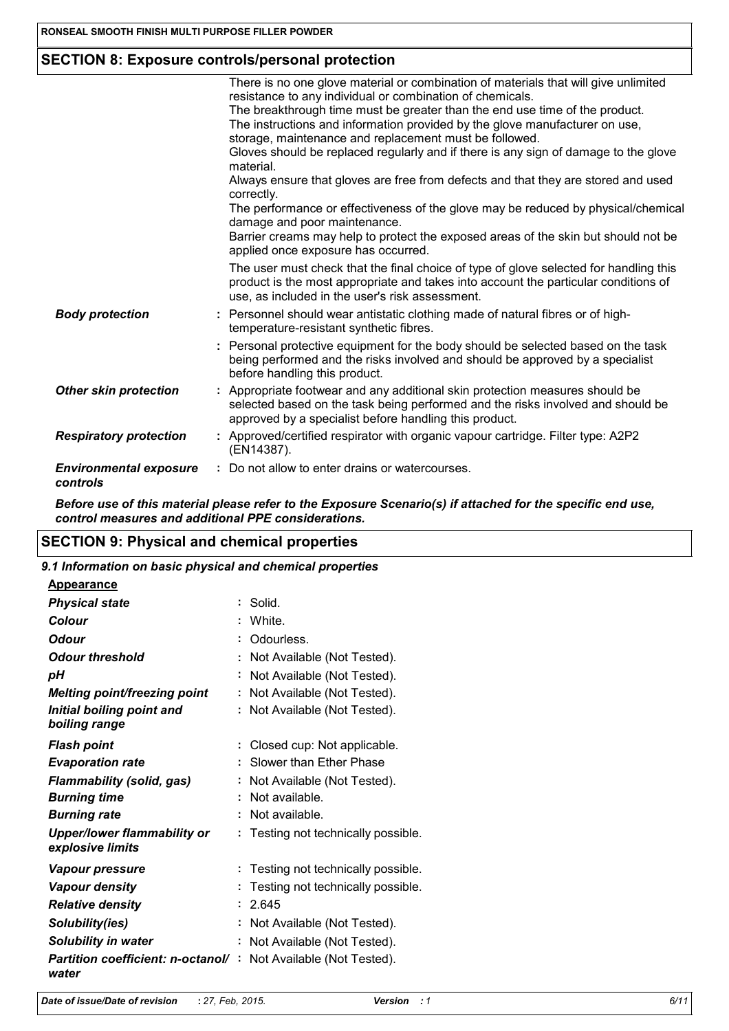## SECTION 8: Exposure controls/personal protection

There is no one glove material or combination of materials that will give unlimited resistance to any individual or combination of chemicals.
The breakthrough time must be greater than the end use time of the product.
The instructions and information provided by the glove manufacturer on use, storage, maintenance and replacement must be followed.
Gloves should be replaced regularly and if there is any sign of damage to the glove material.
Always ensure that gloves are free from defects and that they are stored and used correctly.
The performance or effectiveness of the glove may be reduced by physical/chemical damage and poor maintenance.
Barrier creams may help to protect the exposed areas of the skin but should not be applied once exposure has occurred.

The user must check that the final choice of type of glove selected for handling this product is the most appropriate and takes into account the particular conditions of use, as included in the user's risk assessment.

| | |
|---|---|
| ***Body protection*** | : Personnel should wear antistatic clothing made of natural fibres or of high-temperature-resistant synthetic fibres. |
| | : Personal protective equipment for the body should be selected based on the task being performed and the risks involved and should be approved by a specialist before handling this product. |
| ***Other skin protection*** | : Appropriate footwear and any additional skin protection measures should be selected based on the task being performed and the risks involved and should be approved by a specialist before handling this product. |
| ***Respiratory protection*** | : Approved/certified respirator with organic vapour cartridge. Filter type: A2P2 (EN14387). |
| ***Environmental exposure controls*** | : Do not allow to enter drains or watercourses. |

***Before use of this material please refer to the Exposure Scenario(s) if attached for the specific end use, control measures and additional PPE considerations.***

## SECTION 9: Physical and chemical properties

### *9.1 Information on basic physical and chemical properties*

**Appearance**

| | |
|---|---|
| ***Physical state*** | : Solid. |
| ***Colour*** | : White. |
| ***Odour*** | : Odourless. |
| ***Odour threshold*** | : Not Available (Not Tested). |
| ***pH*** | : Not Available (Not Tested). |
| ***Melting point/freezing point*** | : Not Available (Not Tested). |
| ***Initial boiling point and boiling range*** | : Not Available (Not Tested). |
| ***Flash point*** | : Closed cup: Not applicable. |
| ***Evaporation rate*** | : Slower than Ether Phase |
| ***Flammability (solid, gas)*** | : Not Available (Not Tested). |
| ***Burning time*** | : Not available. |
| ***Burning rate*** | : Not available. |
| ***Upper/lower flammability or explosive limits*** | : Testing not technically possible. |
| ***Vapour pressure*** | : Testing not technically possible. |
| ***Vapour density*** | : Testing not technically possible. |
| ***Relative density*** | : 2.645 |
| ***Solubility(ies)*** | : Not Available (Not Tested). |
| ***Solubility in water*** | : Not Available (Not Tested). |
| ***Partition coefficient: n-octanol/ water*** | : Not Available (Not Tested). |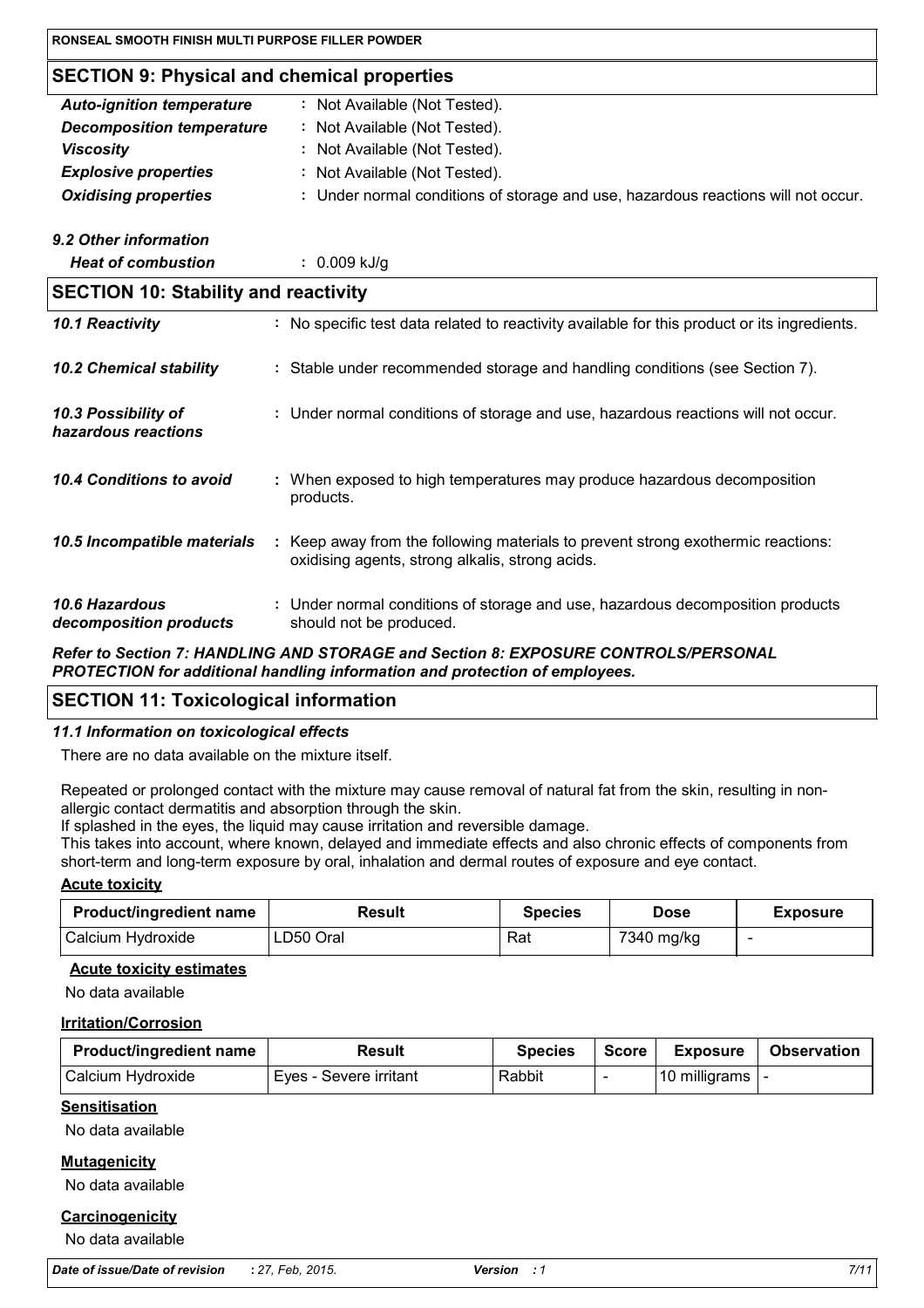## SECTION 9: Physical and chemical properties

| | |
|---|---|
| ***Auto-ignition temperature*** | : Not Available (Not Tested). |
| ***Decomposition temperature*** | : Not Available (Not Tested). |
| ***Viscosity*** | : Not Available (Not Tested). |
| ***Explosive properties*** | : Not Available (Not Tested). |
| ***Oxidising properties*** | : Under normal conditions of storage and use, hazardous reactions will not occur. |

***9.2 Other information***

***Heat of combustion*** : 0.009 kJ/g

## SECTION 10: Stability and reactivity

| | |
|---|---|
| ***10.1 Reactivity*** | : No specific test data related to reactivity available for this product or its ingredients. |
| ***10.2 Chemical stability*** | : Stable under recommended storage and handling conditions (see Section 7). |
| ***10.3 Possibility of hazardous reactions*** | : Under normal conditions of storage and use, hazardous reactions will not occur. |
| ***10.4 Conditions to avoid*** | : When exposed to high temperatures may produce hazardous decomposition products. |
| ***10.5 Incompatible materials*** | : Keep away from the following materials to prevent strong exothermic reactions: oxidising agents, strong alkalis, strong acids. |
| ***10.6 Hazardous decomposition products*** | : Under normal conditions of storage and use, hazardous decomposition products should not be produced. |

***Refer to Section 7: HANDLING AND STORAGE and Section 8: EXPOSURE CONTROLS/PERSONAL PROTECTION for additional handling information and protection of employees.***

## SECTION 11: Toxicological information

***11.1 Information on toxicological effects***

There are no data available on the mixture itself.

Repeated or prolonged contact with the mixture may cause removal of natural fat from the skin, resulting in non-allergic contact dermatitis and absorption through the skin.
If splashed in the eyes, the liquid may cause irritation and reversible damage.
This takes into account, where known, delayed and immediate effects and also chronic effects of components from short-term and long-term exposure by oral, inhalation and dermal routes of exposure and eye contact.

**Acute toxicity**

| Product/ingredient name | Result | Species | Dose | Exposure |
|---|---|---|---|---|
| Calcium Hydroxide | LD50 Oral | Rat | 7340 mg/kg | - |

**Acute toxicity estimates**

No data available

**Irritation/Corrosion**

| Product/ingredient name | Result | Species | Score | Exposure | Observation |
|---|---|---|---|---|---|
| Calcium Hydroxide | Eyes - Severe irritant | Rabbit | - | 10 milligrams | - |

**Sensitisation**

No data available

**Mutagenicity**

No data available

**Carcinogenicity**

No data available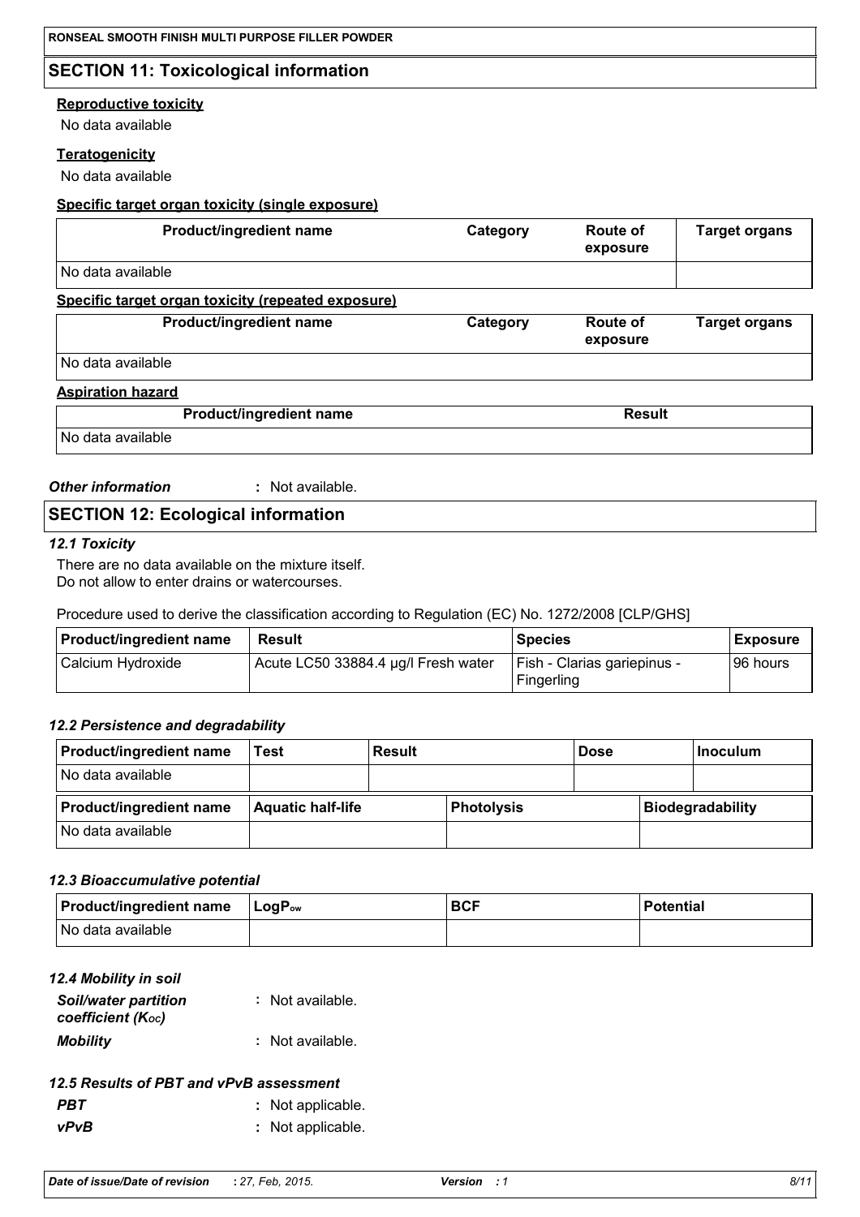## SECTION 11: Toxicological information

**Reproductive toxicity**

No data available

**Teratogenicity**

No data available

**Specific target organ toxicity (single exposure)**

| Product/ingredient name | Category | Route of exposure | Target organs |
|---|---|---|---|
| No data available | | | |

**Specific target organ toxicity (repeated exposure)**

| Product/ingredient name | Category | Route of exposure | Target organs |
|---|---|---|---|
| No data available | | | |

**Aspiration hazard**

| Product/ingredient name | Result |
|---|---|
| No data available | |

***Other information*** : Not available.

## SECTION 12: Ecological information

### *12.1 Toxicity*

There are no data available on the mixture itself.
Do not allow to enter drains or watercourses.

Procedure used to derive the classification according to Regulation (EC) No. 1272/2008 [CLP/GHS]

| Product/ingredient name | Result | Species | Exposure |
|---|---|---|---|
| Calcium Hydroxide | Acute LC50 33884.4 µg/l Fresh water | Fish - Clarias gariepinus - Fingerling | 96 hours |

### *12.2 Persistence and degradability*

| Product/ingredient name | Test | Result | Dose | Inoculum |
|---|---|---|---|---|
| No data available | | | | |

| Product/ingredient name | Aquatic half-life | Photolysis | Biodegradability |
|---|---|---|---|
| No data available | | | |

### *12.3 Bioaccumulative potential*

| Product/ingredient name | $LogP_{ow}$ | BCF | Potential |
|---|---|---|---|
| No data available | | | |

### *12.4 Mobility in soil*

***Soil/water partition coefficient ($K_{OC}$)*** : Not available.

***Mobility*** : Not available.

### *12.5 Results of PBT and vPvB assessment*

***PBT*** : Not applicable.

***vPvB*** : Not applicable.

*Date of issue/Date of revision* : *27, Feb, 2015.* *Version : 1*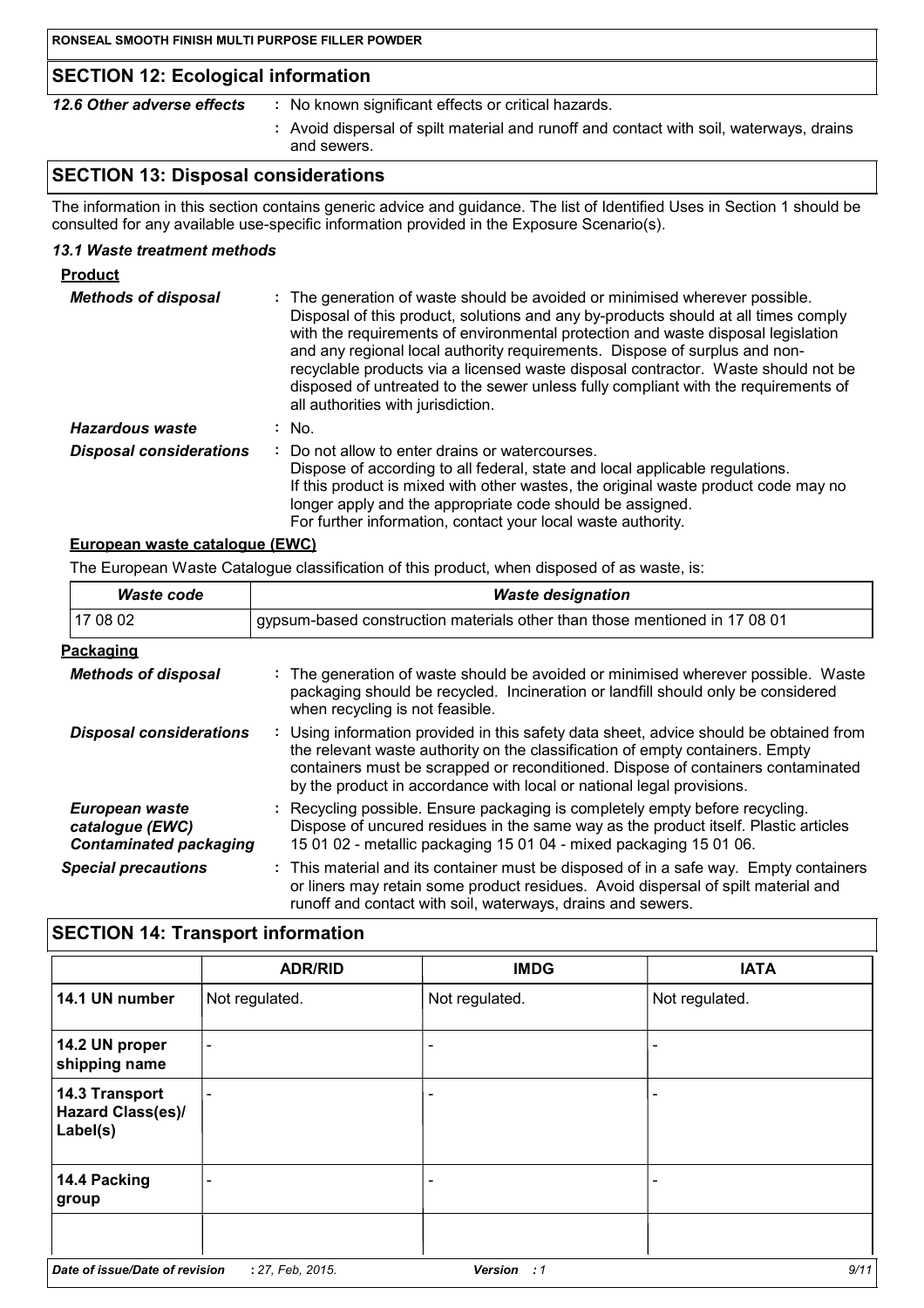## SECTION 12: Ecological information

**12.6 Other adverse effects** : No known significant effects or critical hazards.

: Avoid dispersal of spilt material and runoff and contact with soil, waterways, drains and sewers.

## SECTION 13: Disposal considerations

The information in this section contains generic advice and guidance. The list of Identified Uses in Section 1 should be consulted for any available use-specific information provided in the Exposure Scenario(s).

### 13.1 Waste treatment methods

**Product**

**Methods of disposal** : The generation of waste should be avoided or minimised wherever possible. Disposal of this product, solutions and any by-products should at all times comply with the requirements of environmental protection and waste disposal legislation and any regional local authority requirements. Dispose of surplus and non-recyclable products via a licensed waste disposal contractor. Waste should not be disposed of untreated to the sewer unless fully compliant with the requirements of all authorities with jurisdiction.

**Hazardous waste** : No.

**Disposal considerations** : Do not allow to enter drains or watercourses.
Dispose of according to all federal, state and local applicable regulations.
If this product is mixed with other wastes, the original waste product code may no longer apply and the appropriate code should be assigned.
For further information, contact your local waste authority.

**European waste catalogue (EWC)**

The European Waste Catalogue classification of this product, when disposed of as waste, is:

| Waste code | Waste designation |
|---|---|
| 17 08 02 | gypsum-based construction materials other than those mentioned in 17 08 01 |

**Packaging**

**Methods of disposal** : The generation of waste should be avoided or minimised wherever possible. Waste packaging should be recycled. Incineration or landfill should only be considered when recycling is not feasible.

**Disposal considerations** : Using information provided in this safety data sheet, advice should be obtained from the relevant waste authority on the classification of empty containers. Empty containers must be scrapped or reconditioned. Dispose of containers contaminated by the product in accordance with local or national legal provisions.

**European waste catalogue (EWC) Contaminated packaging** : Recycling possible. Ensure packaging is completely empty before recycling. Dispose of uncured residues in the same way as the product itself. Plastic articles 15 01 02 - metallic packaging 15 01 04 - mixed packaging 15 01 06.

**Special precautions** : This material and its container must be disposed of in a safe way. Empty containers or liners may retain some product residues. Avoid dispersal of spilt material and runoff and contact with soil, waterways, drains and sewers.

## SECTION 14: Transport information

| | ADR/RID | IMDG | IATA |
|---|---|---|---|
| 14.1 UN number | Not regulated. | Not regulated. | Not regulated. |
| 14.2 UN proper shipping name | - | - | - |
| 14.3 Transport Hazard Class(es)/ Label(s) | - | - | - |
| 14.4 Packing group | - | - | - |
| | | | |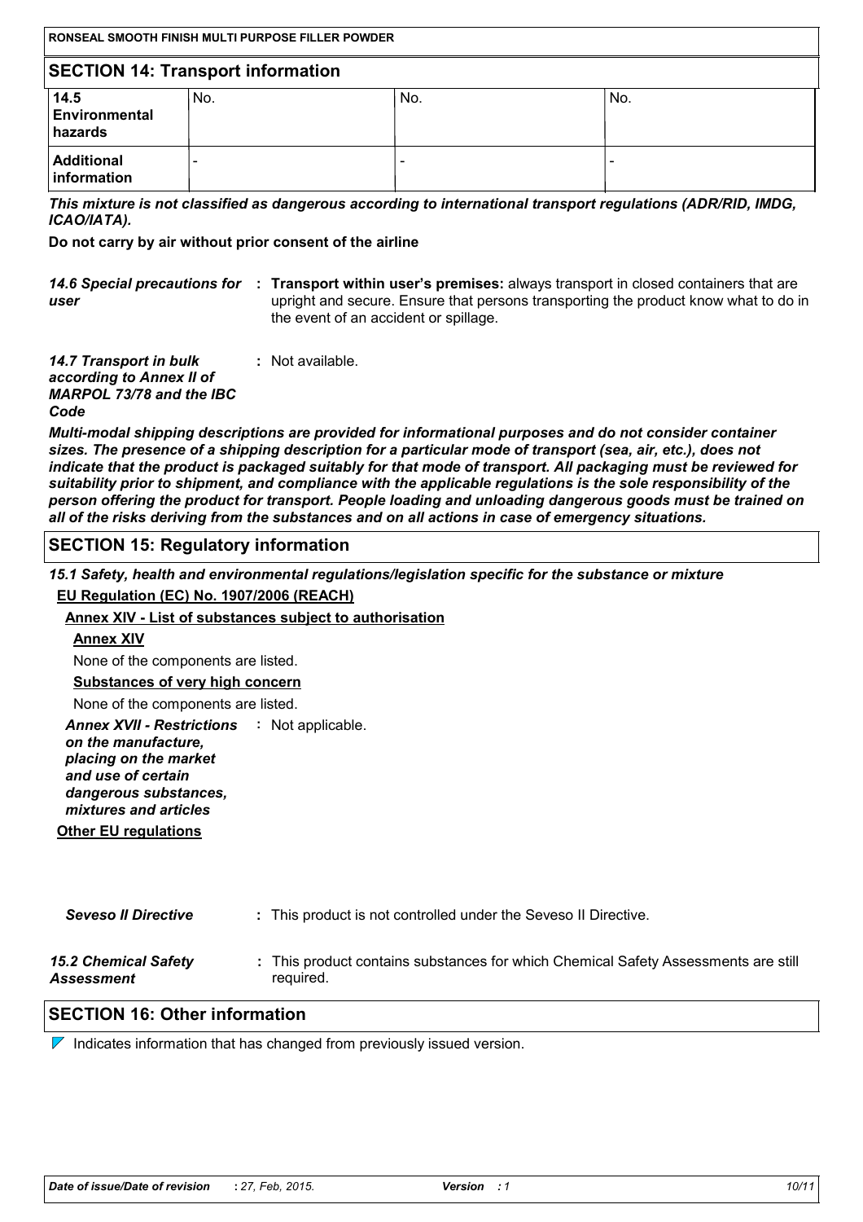## SECTION 14: Transport information

| | | | |
|---|---|---|---|
| **14.5 Environmental hazards** | No. | No. | No. |
| **Additional information** | - | - | - |

***This mixture is not classified as dangerous according to international transport regulations (ADR/RID, IMDG, ICAO/IATA).***

**Do not carry by air without prior consent of the airline**

***14.6 Special precautions for user*** : **Transport within user's premises:** always transport in closed containers that are upright and secure. Ensure that persons transporting the product know what to do in the event of an accident or spillage.

***14.7 Transport in bulk according to Annex II of MARPOL 73/78 and the IBC Code*** : Not available.

***Multi-modal shipping descriptions are provided for informational purposes and do not consider container sizes. The presence of a shipping description for a particular mode of transport (sea, air, etc.), does not indicate that the product is packaged suitably for that mode of transport. All packaging must be reviewed for suitability prior to shipment, and compliance with the applicable regulations is the sole responsibility of the person offering the product for transport. People loading and unloading dangerous goods must be trained on all of the risks deriving from the substances and on all actions in case of emergency situations.***

## SECTION 15: Regulatory information

***15.1 Safety, health and environmental regulations/legislation specific for the substance or mixture***

**EU Regulation (EC) No. 1907/2006 (REACH)**

**Annex XIV - List of substances subject to authorisation**

**Annex XIV**

None of the components are listed.

**Substances of very high concern**

None of the components are listed.

***Annex XVII - Restrictions on the manufacture, placing on the market and use of certain dangerous substances, mixtures and articles*** : Not applicable.

**Other EU regulations**

***Seveso II Directive*** : This product is not controlled under the Seveso II Directive.

***15.2 Chemical Safety Assessment*** : This product contains substances for which Chemical Safety Assessments are still required.

## SECTION 16: Other information

Indicates information that has changed from previously issued version.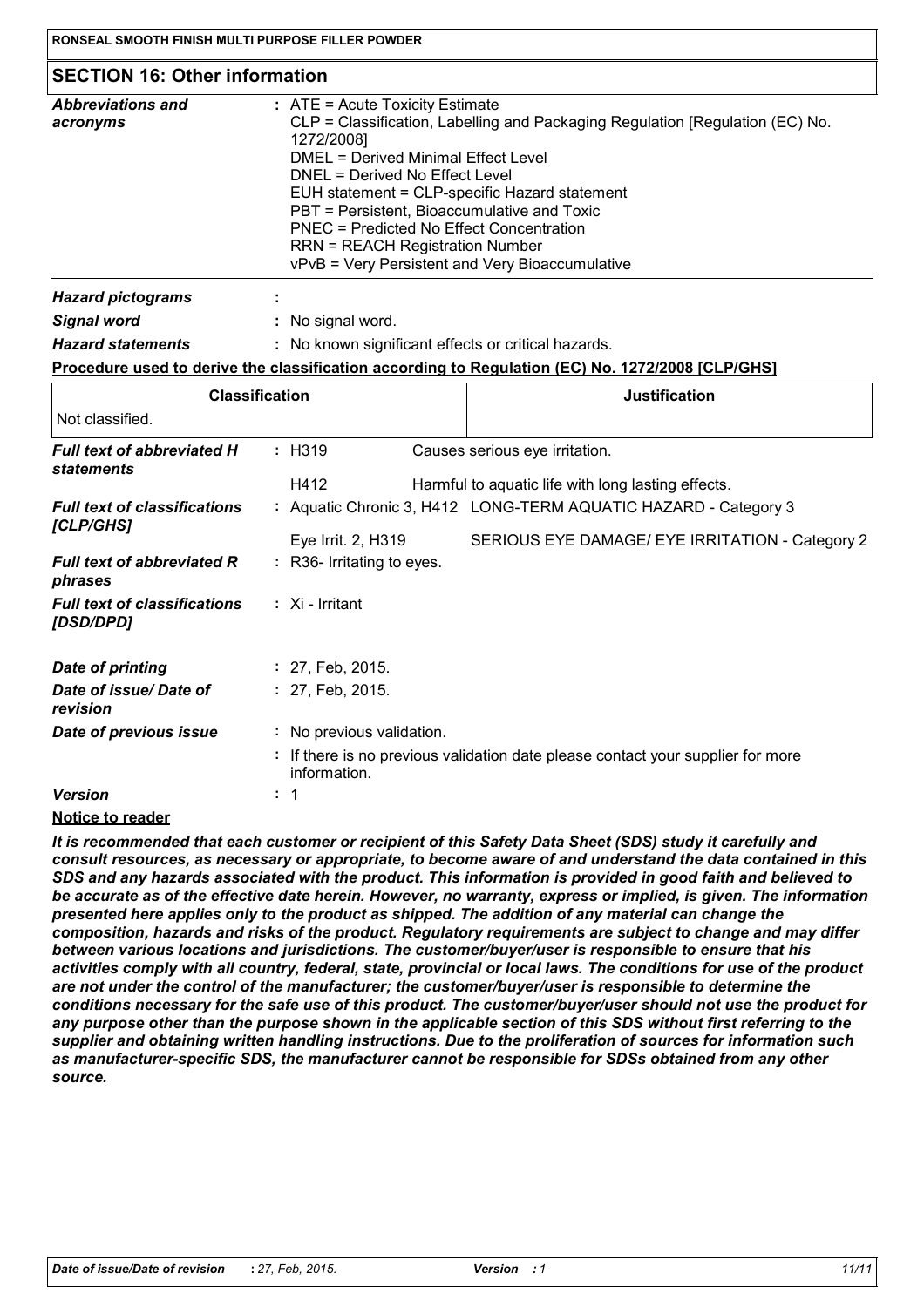## SECTION 16: Other information

| | |
|---|---|
| ***Abbreviations and acronyms*** | : ATE = Acute Toxicity Estimate<br>CLP = Classification, Labelling and Packaging Regulation [Regulation (EC) No. 1272/2008]<br>DMEL = Derived Minimal Effect Level<br>DNEL = Derived No Effect Level<br>EUH statement = CLP-specific Hazard statement<br>PBT = Persistent, Bioaccumulative and Toxic<br>PNEC = Predicted No Effect Concentration<br>RRN = REACH Registration Number<br>vPvB = Very Persistent and Very Bioaccumulative |

| | |
|---|---|
| ***Hazard pictograms*** | : |
| ***Signal word*** | : No signal word. |
| ***Hazard statements*** | : No known significant effects or critical hazards. |

**Procedure used to derive the classification according to Regulation (EC) No. 1272/2008 [CLP/GHS]**

| Classification | Justification |
|---|---|
| Not classified. | |

| | | |
|---|---|---|
| ***Full text of abbreviated H statements*** | : H319 | Causes serious eye irritation. |
| | H412 | Harmful to aquatic life with long lasting effects. |
| ***Full text of classifications [CLP/GHS]*** | : Aquatic Chronic 3, H412 | LONG-TERM AQUATIC HAZARD - Category 3 |
| | Eye Irrit. 2, H319 | SERIOUS EYE DAMAGE/ EYE IRRITATION - Category 2 |
| ***Full text of abbreviated R phrases*** | : R36- Irritating to eyes. | |
| ***Full text of classifications [DSD/DPD]*** | : Xi - Irritant | |

| | |
|---|---|
| ***Date of printing*** | : 27, Feb, 2015. |
| ***Date of issue/ Date of revision*** | : 27, Feb, 2015. |
| ***Date of previous issue*** | : No previous validation. |
| | : If there is no previous validation date please contact your supplier for more information. |
| ***Version*** | : 1 |

**Notice to reader**

***It is recommended that each customer or recipient of this Safety Data Sheet (SDS) study it carefully and consult resources, as necessary or appropriate, to become aware of and understand the data contained in this SDS and any hazards associated with the product. This information is provided in good faith and believed to be accurate as of the effective date herein. However, no warranty, express or implied, is given. The information presented here applies only to the product as shipped. The addition of any material can change the composition, hazards and risks of the product. Regulatory requirements are subject to change and may differ between various locations and jurisdictions. The customer/buyer/user is responsible to ensure that his activities comply with all country, federal, state, provincial or local laws. The conditions for use of the product are not under the control of the manufacturer; the customer/buyer/user is responsible to determine the conditions necessary for the safe use of this product. The customer/buyer/user should not use the product for any purpose other than the purpose shown in the applicable section of this SDS without first referring to the supplier and obtaining written handling instructions. Due to the proliferation of sources for information such as manufacturer-specific SDS, the manufacturer cannot be responsible for SDSs obtained from any other source.***